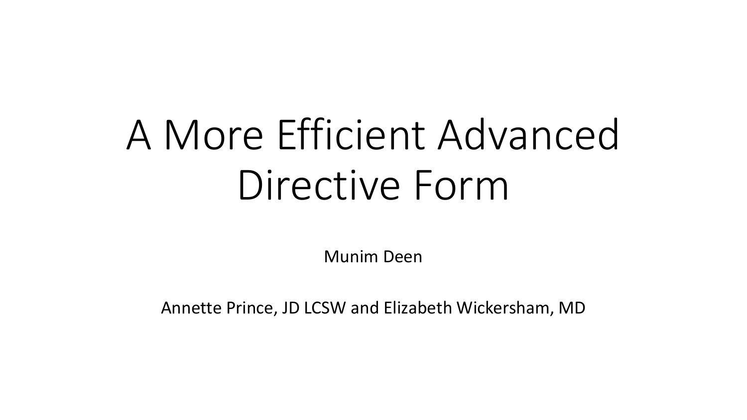# A More Efficient Advanced Directive Form

Munim Deen

Annette Prince, JD LCSW and Elizabeth Wickersham, MD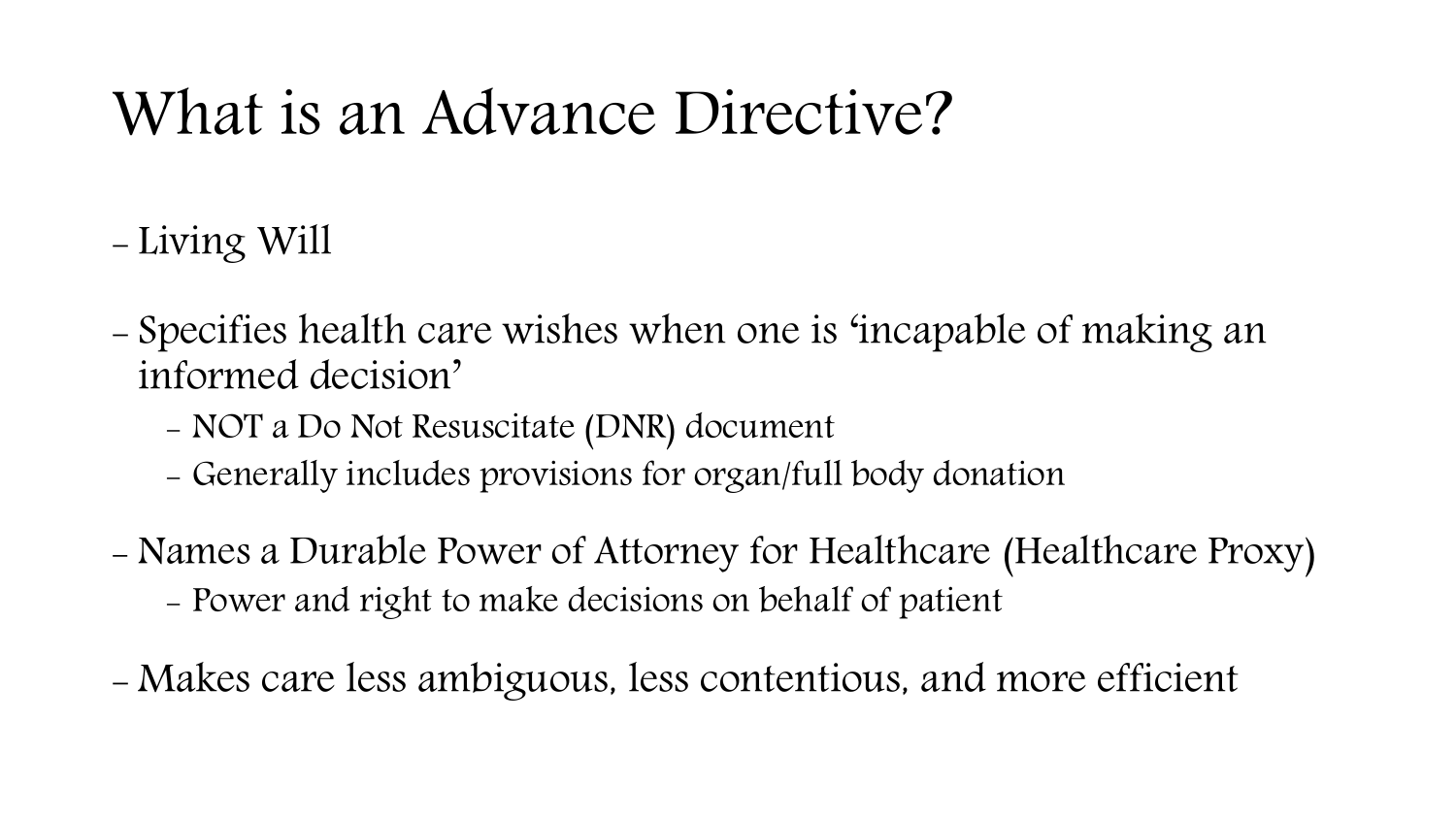# What is an Advance Directive?

- Living Will
- Specifies health care wishes when one is 'incapable of making an informed decision'
  - NOT a Do Not Resuscitate (DNR) document
  - Generally includes provisions for organ/full body donation
- Names a Durable Power of Attorney for Healthcare (Healthcare Proxy)
  - Power and right to make decisions on behalf of patient
- Makes care less ambiguous, less contentious, and more efficient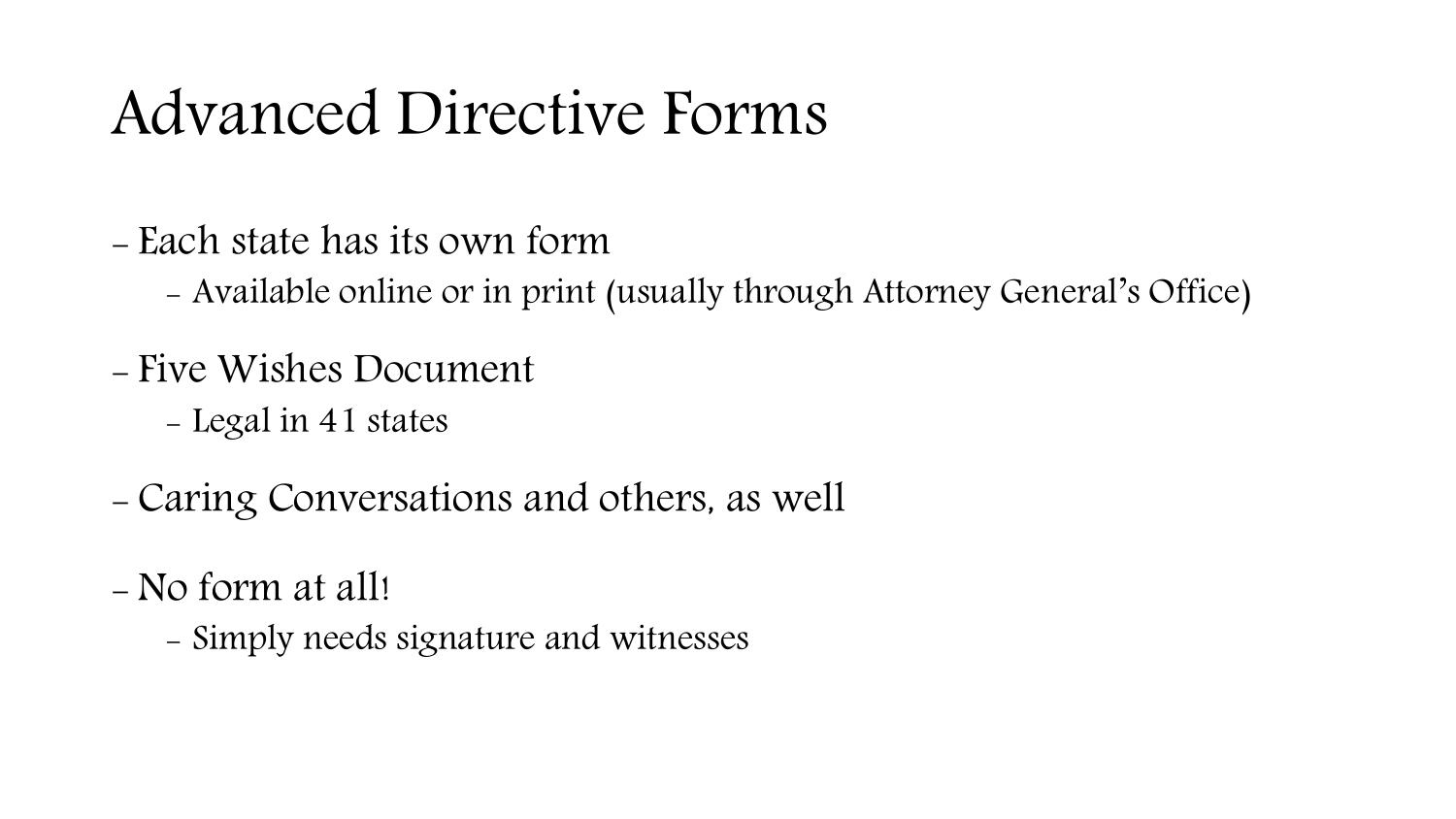# Advanced Directive Forms

- Each state has its own form
  - Available online or in print (usually through Attorney General's Office)
- Five Wishes Document
  - Legal in 41 states
- Caring Conversations and others, as well
- No form at all!
  - Simply needs signature and witnesses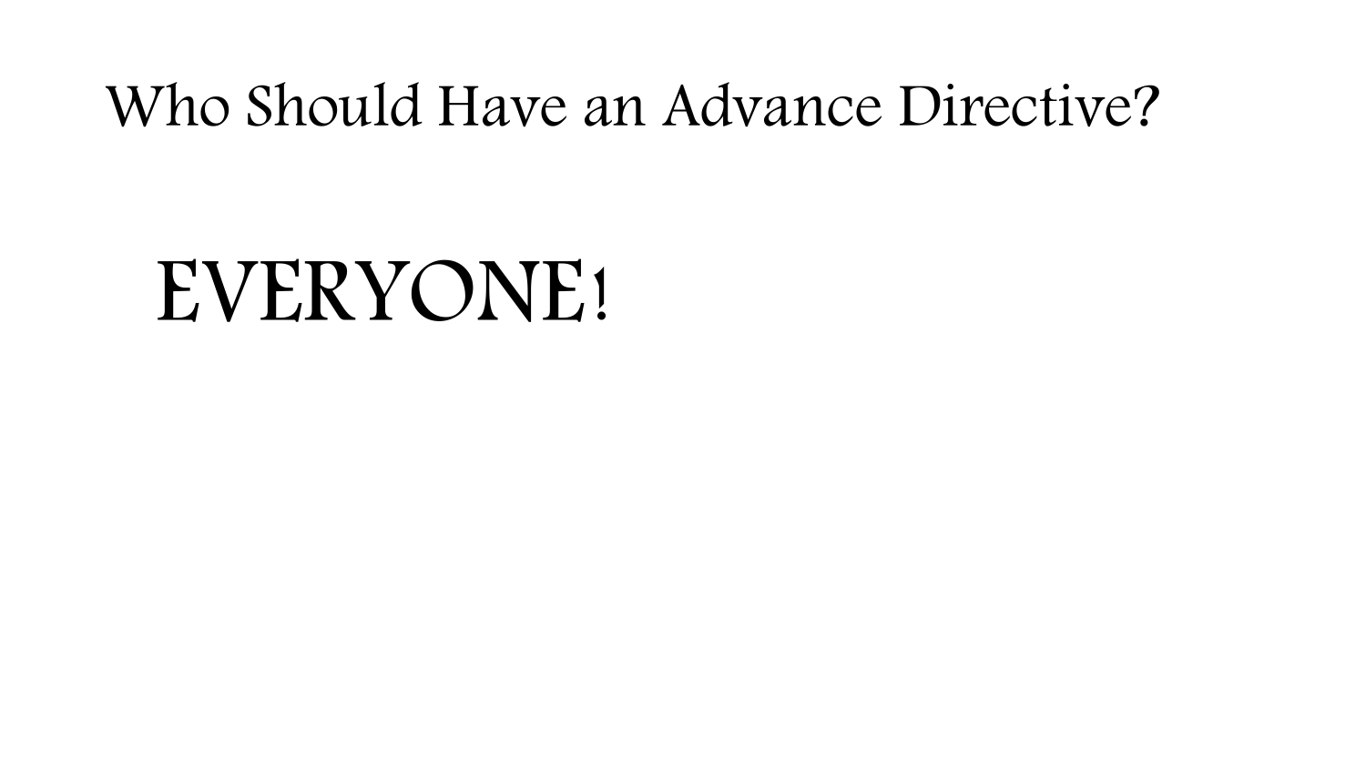# Who Should Have an Advance Directive?

**EVERYONE!**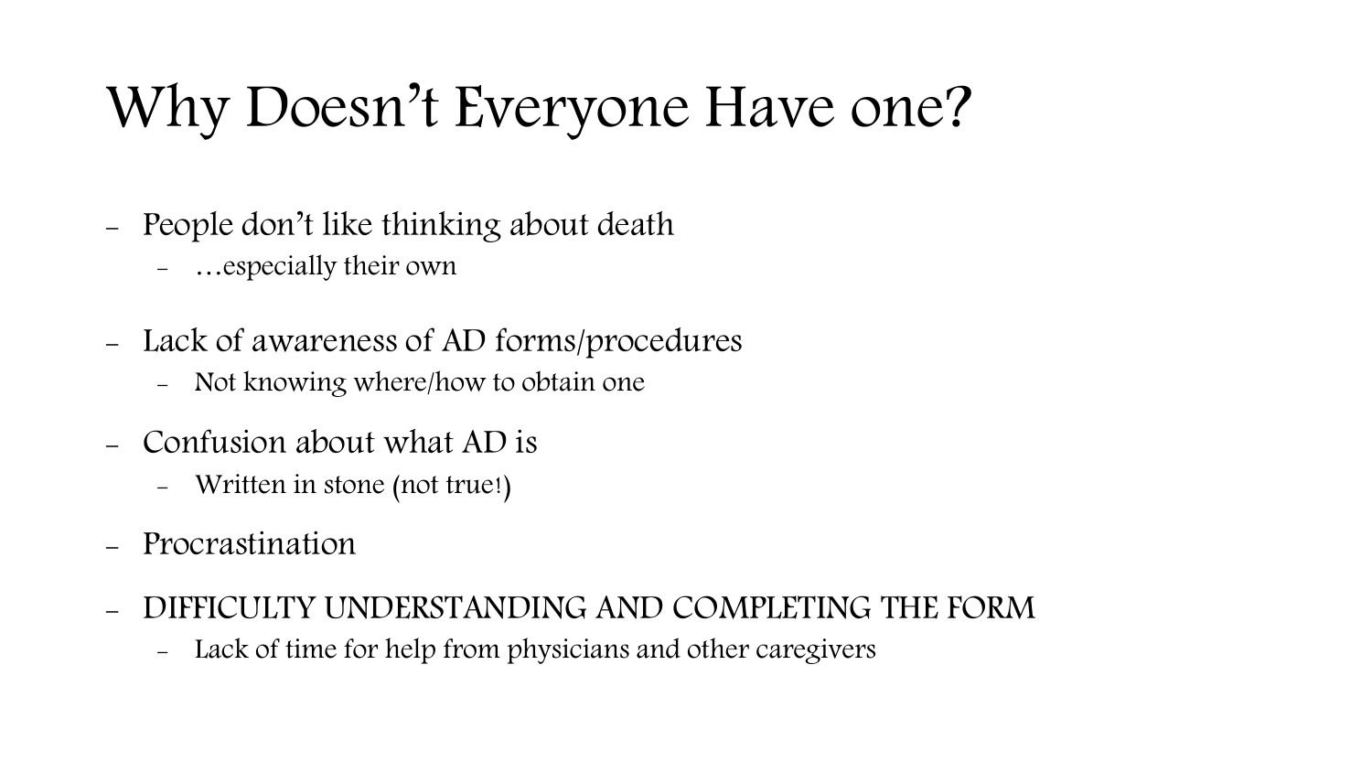# Why Doesn’t Everyone Have one?

- People don’t like thinking about death
  - …especially their own
- Lack of awareness of AD forms/procedures
  - Not knowing where/how to obtain one
- Confusion about what AD is
  - Written in stone (not true!)
- Procrastination
- DIFFICULTY UNDERSTANDING AND COMPLETING THE FORM
  - Lack of time for help from physicians and other caregivers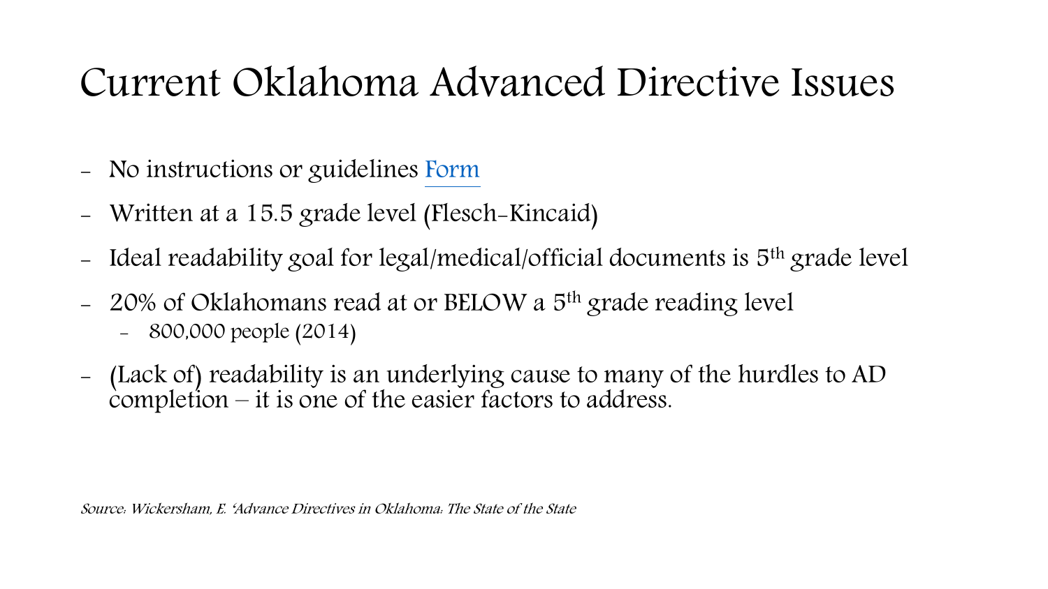# Current Oklahoma Advanced Directive Issues

- No instructions or guidelines Form
- Written at a 15.5 grade level (Flesch-Kincaid)
- Ideal readability goal for legal/medical/official documents is 5th grade level
- 20% of Oklahomans read at or BELOW a 5th grade reading level
  - 800,000 people (2014)
- (Lack of) readability is an underlying cause to many of the hurdles to AD completion – it is one of the easier factors to address.

*Source: Wickersham, E. 'Advance Directives in Oklahoma: The State of the State*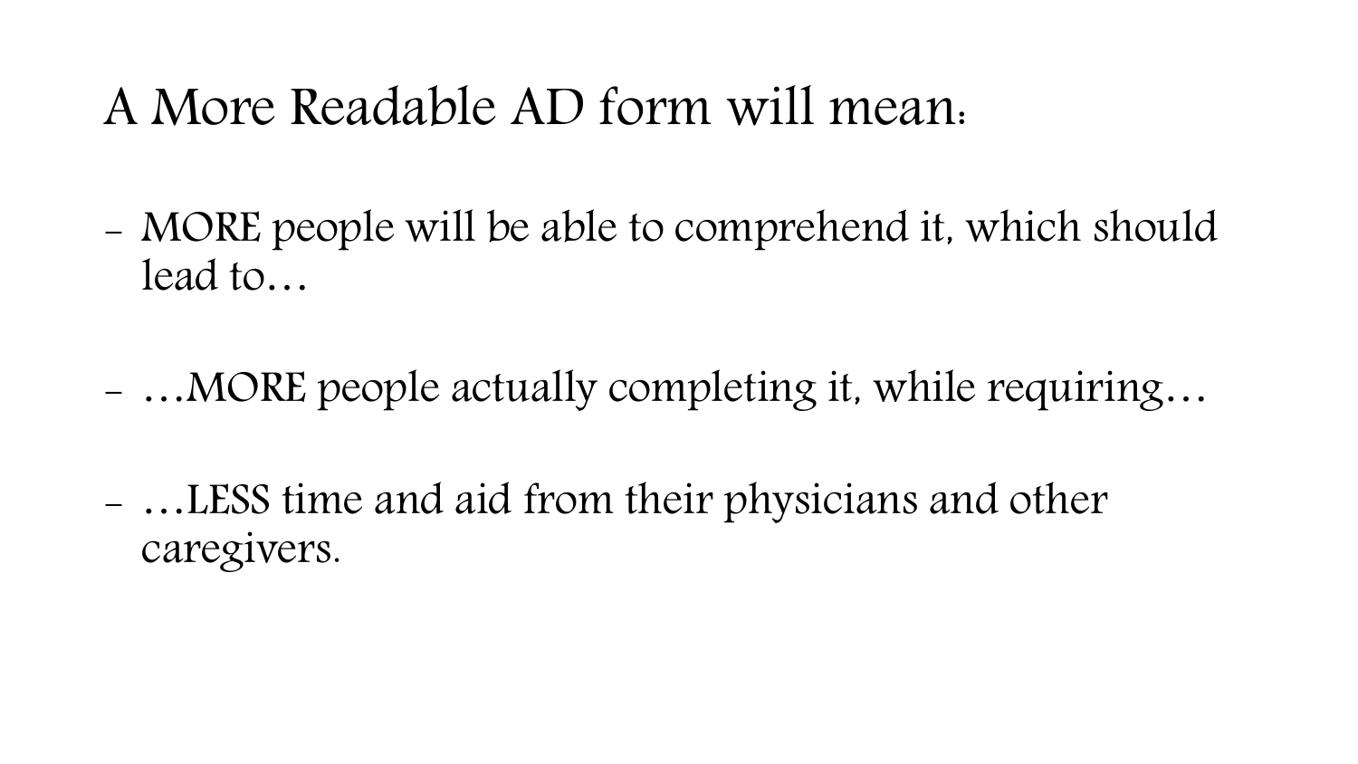# A More Readable AD form will mean:

- MORE people will be able to comprehend it, which should lead to…
- …MORE people actually completing it, while requiring…
- …LESS time and aid from their physicians and other caregivers.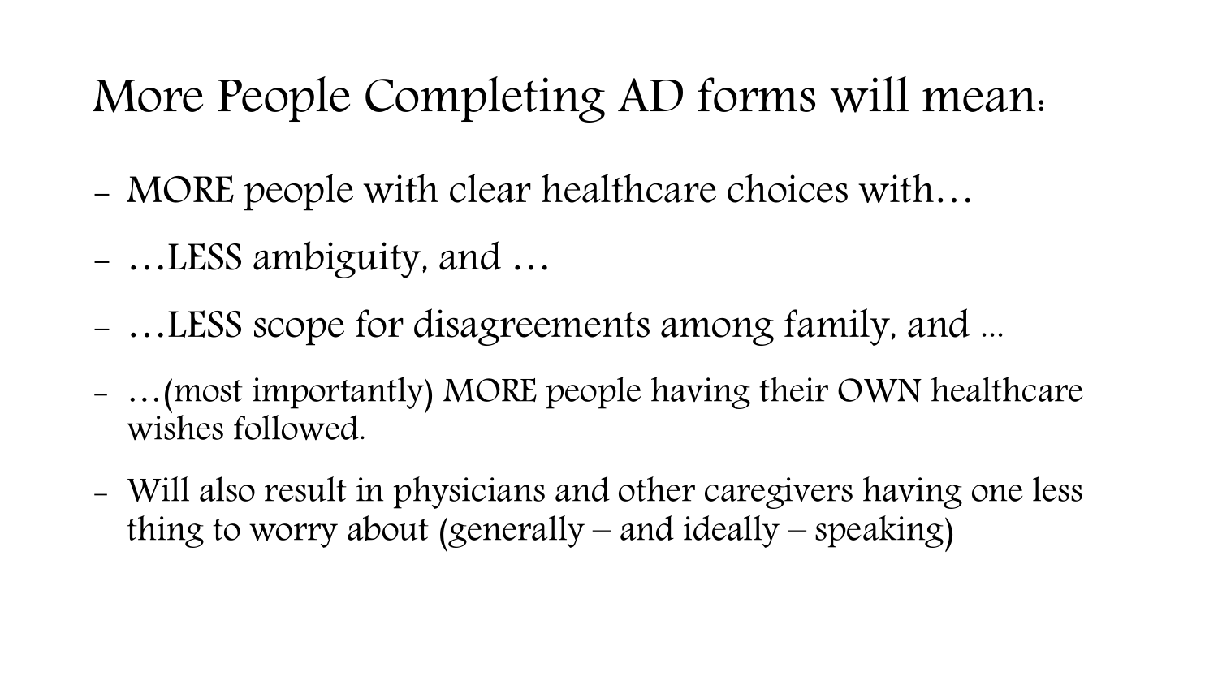# More People Completing AD forms will mean:

- MORE people with clear healthcare choices with…
- …LESS ambiguity, and …
- …LESS scope for disagreements among family, and ...
- …(most importantly) MORE people having their OWN healthcare wishes followed.
- Will also result in physicians and other caregivers having one less thing to worry about (generally – and ideally – speaking)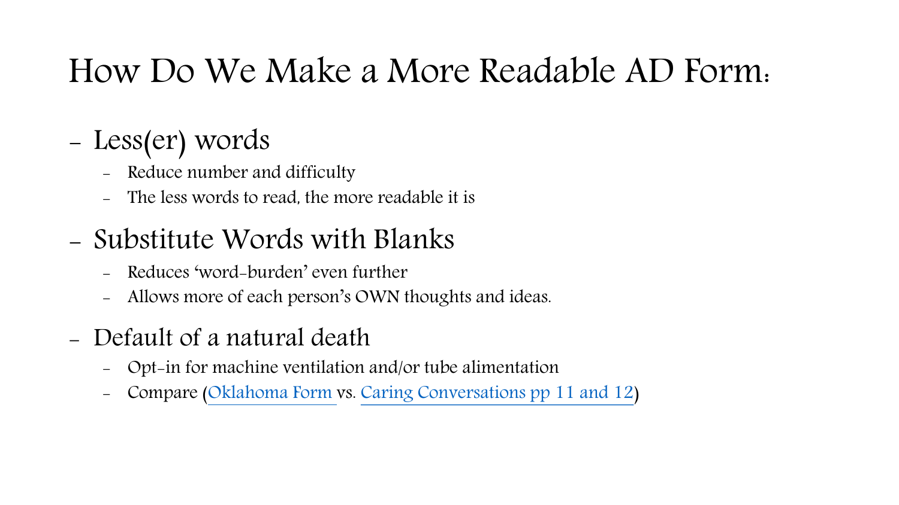# How Do We Make a More Readable AD Form:

- Less(er) words
  - Reduce number and difficulty
  - The less words to read, the more readable it is
- Substitute Words with Blanks
  - Reduces 'word-burden' even further
  - Allows more of each person's OWN thoughts and ideas.
- Default of a natural death
  - Opt-in for machine ventilation and/or tube alimentation
  - Compare (Oklahoma Form vs. Caring Conversations pp 11 and 12)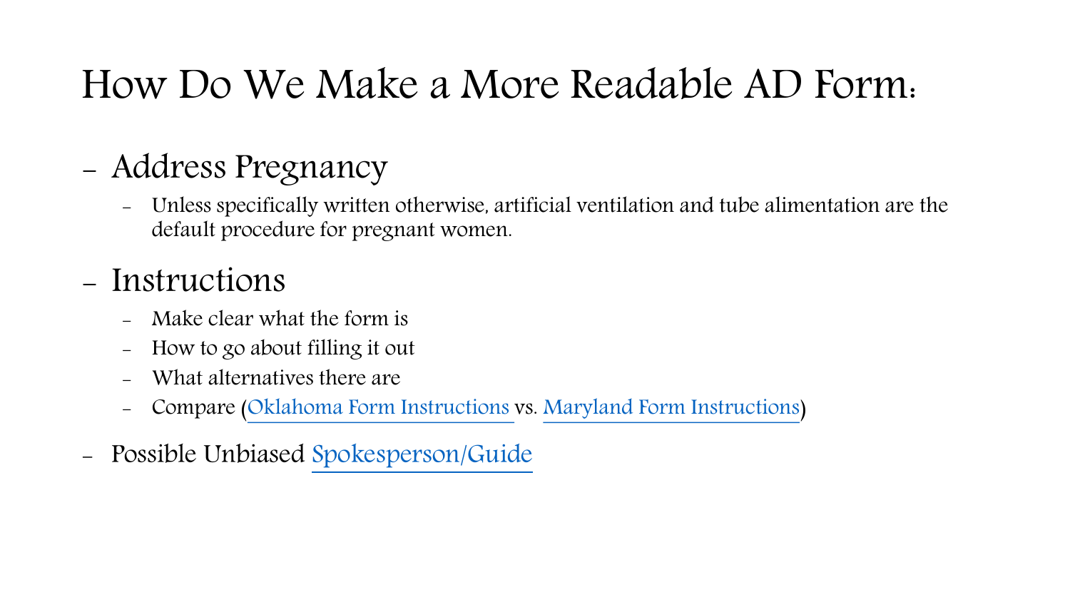# How Do We Make a More Readable AD Form:

- Address Pregnancy
  - Unless specifically written otherwise, artificial ventilation and tube alimentation are the default procedure for pregnant women.
- Instructions
  - Make clear what the form is
  - How to go about filling it out
  - What alternatives there are
  - Compare (Oklahoma Form Instructions vs. Maryland Form Instructions)
- Possible Unbiased Spokesperson/Guide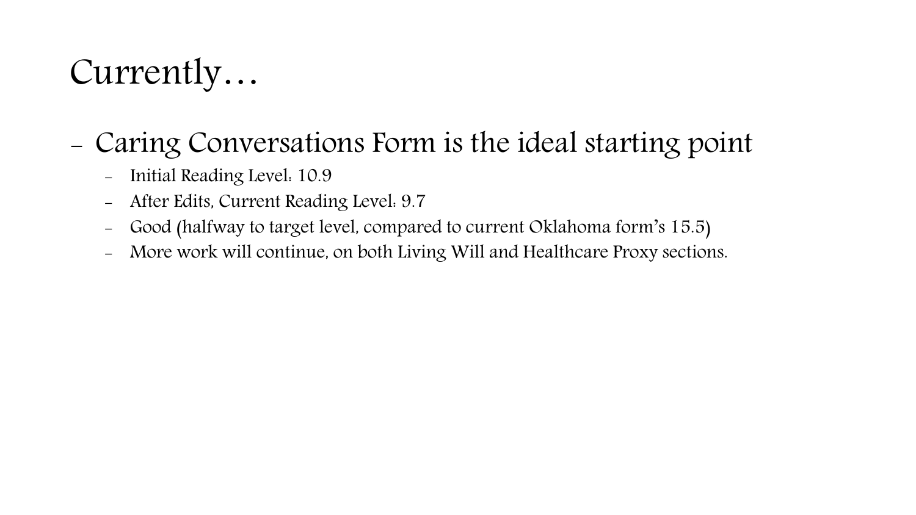# Currently…

- Caring Conversations Form is the ideal starting point
  - Initial Reading Level: 10.9
  - After Edits, Current Reading Level: 9.7
  - Good (halfway to target level, compared to current Oklahoma form's 15.5)
  - More work will continue, on both Living Will and Healthcare Proxy sections.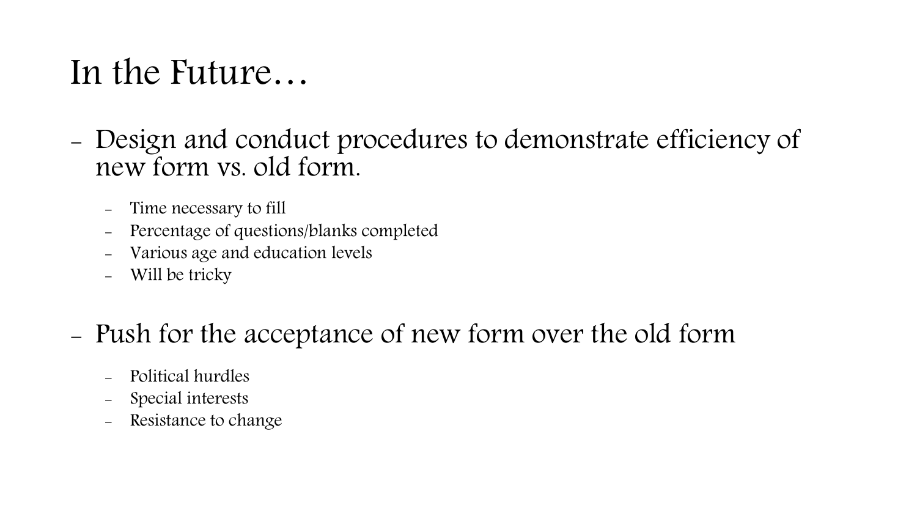# In the Future…

- Design and conduct procedures to demonstrate efficiency of new form vs. old form.
  - Time necessary to fill
  - Percentage of questions/blanks completed
  - Various age and education levels
  - Will be tricky

- Push for the acceptance of new form over the old form
  - Political hurdles
  - Special interests
  - Resistance to change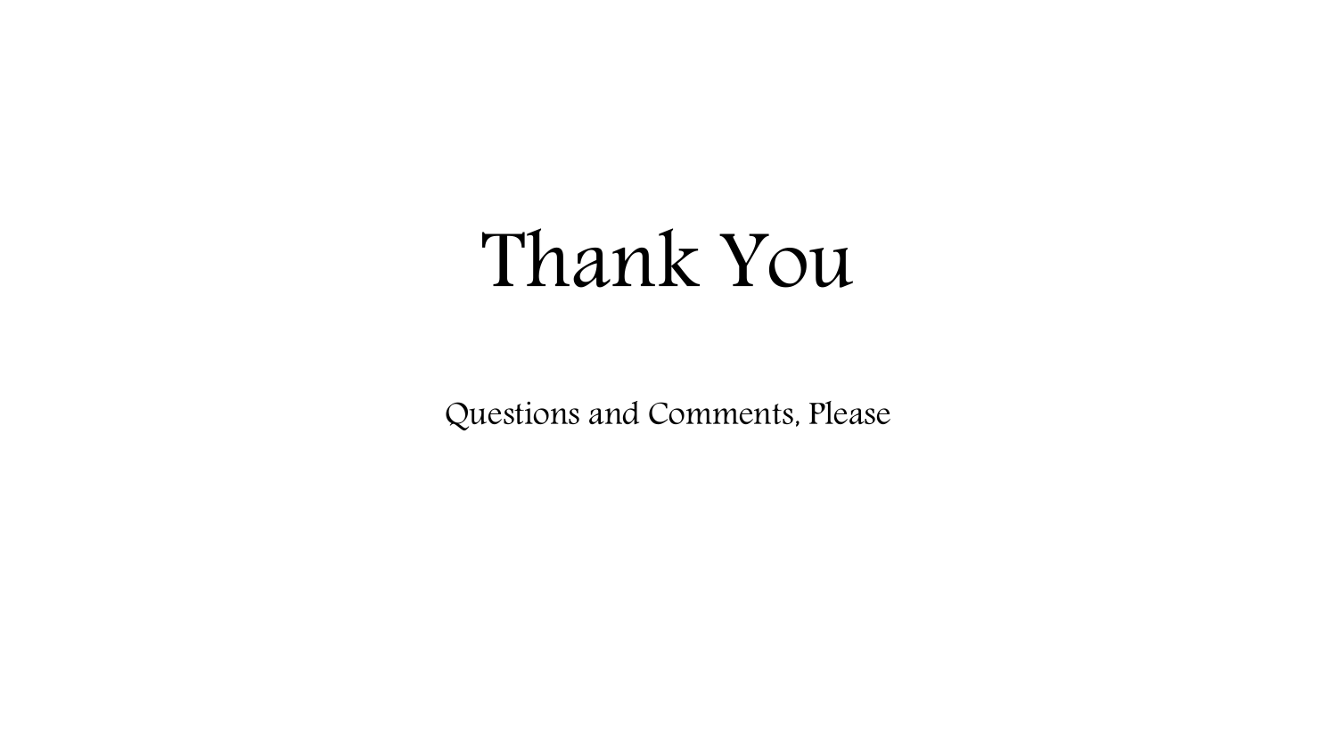# Thank You

Questions and Comments, Please